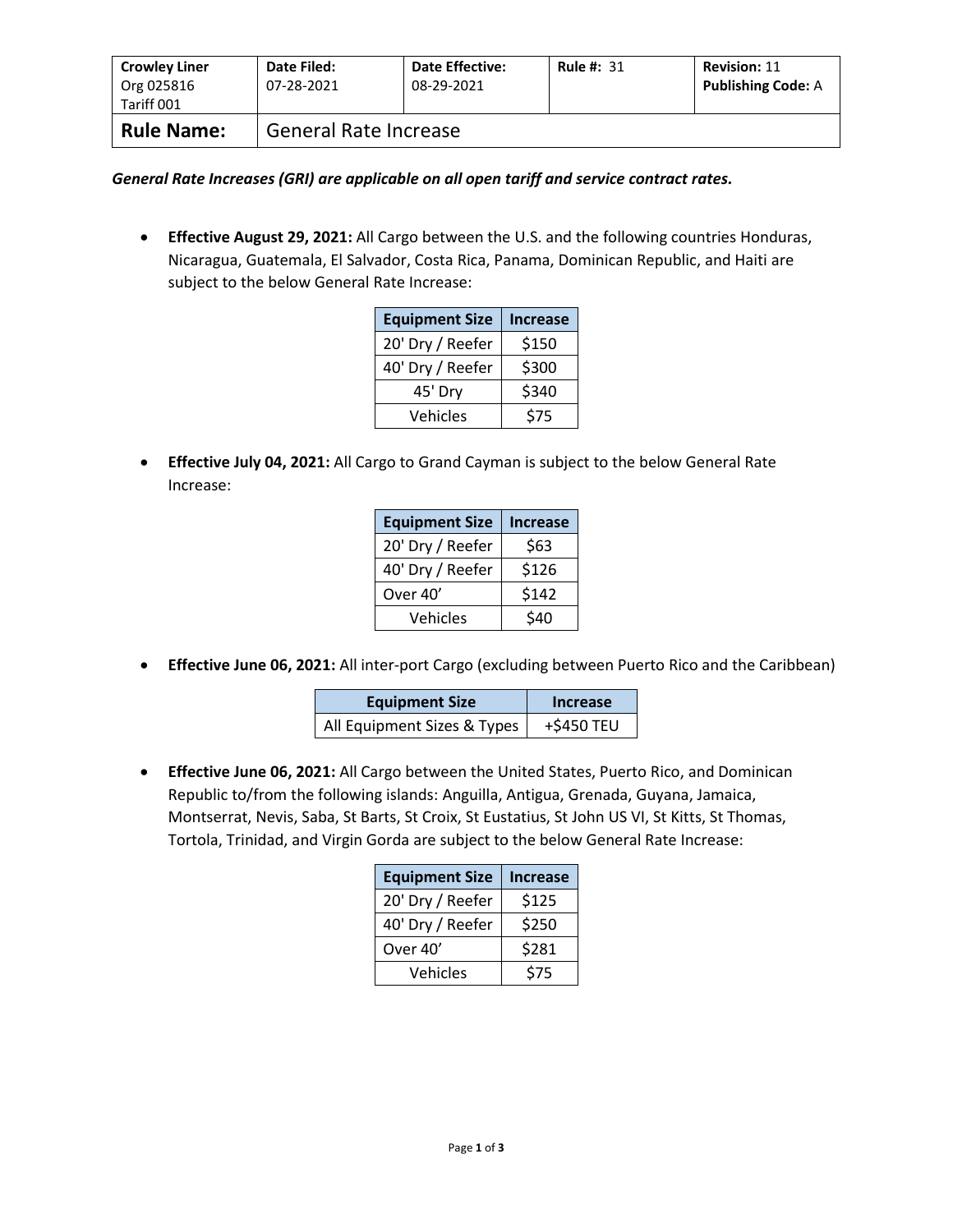| **Crowley Liner** Org 025816 Tariff 001 | **Date Filed:** 07-28-2021 | **Date Effective:** 08-29-2021 | **Rule #:** 31 | **Revision:** 11 **Publishing Code:** A |
|---|---|---|---|---|
| **Rule Name:** | General Rate Increase | | | |

***General Rate Increases (GRI) are applicable on all open tariff and service contract rates.***

- **Effective August 29, 2021:** All Cargo between the U.S. and the following countries Honduras, Nicaragua, Guatemala, El Salvador, Costa Rica, Panama, Dominican Republic, and Haiti are subject to the below General Rate Increase:

| Equipment Size | Increase |
|---|---|
| 20' Dry / Reefer | $150 |
| 40' Dry / Reefer | $300 |
| 45' Dry | $340 |
| Vehicles | $75 |

- **Effective July 04, 2021:** All Cargo to Grand Cayman is subject to the below General Rate Increase:

| Equipment Size | Increase |
|---|---|
| 20' Dry / Reefer | $63 |
| 40' Dry / Reefer | $126 |
| Over 40' | $142 |
| Vehicles | $40 |

- **Effective June 06, 2021:** All inter-port Cargo (excluding between Puerto Rico and the Caribbean)

| Equipment Size | Increase |
|---|---|
| All Equipment Sizes & Types | +$450 TEU |

- **Effective June 06, 2021:** All Cargo between the United States, Puerto Rico, and Dominican Republic to/from the following islands: Anguilla, Antigua, Grenada, Guyana, Jamaica, Montserrat, Nevis, Saba, St Barts, St Croix, St Eustatius, St John US VI, St Kitts, St Thomas, Tortola, Trinidad, and Virgin Gorda are subject to the below General Rate Increase:

| Equipment Size | Increase |
|---|---|
| 20' Dry / Reefer | $125 |
| 40' Dry / Reefer | $250 |
| Over 40' | $281 |
| Vehicles | $75 |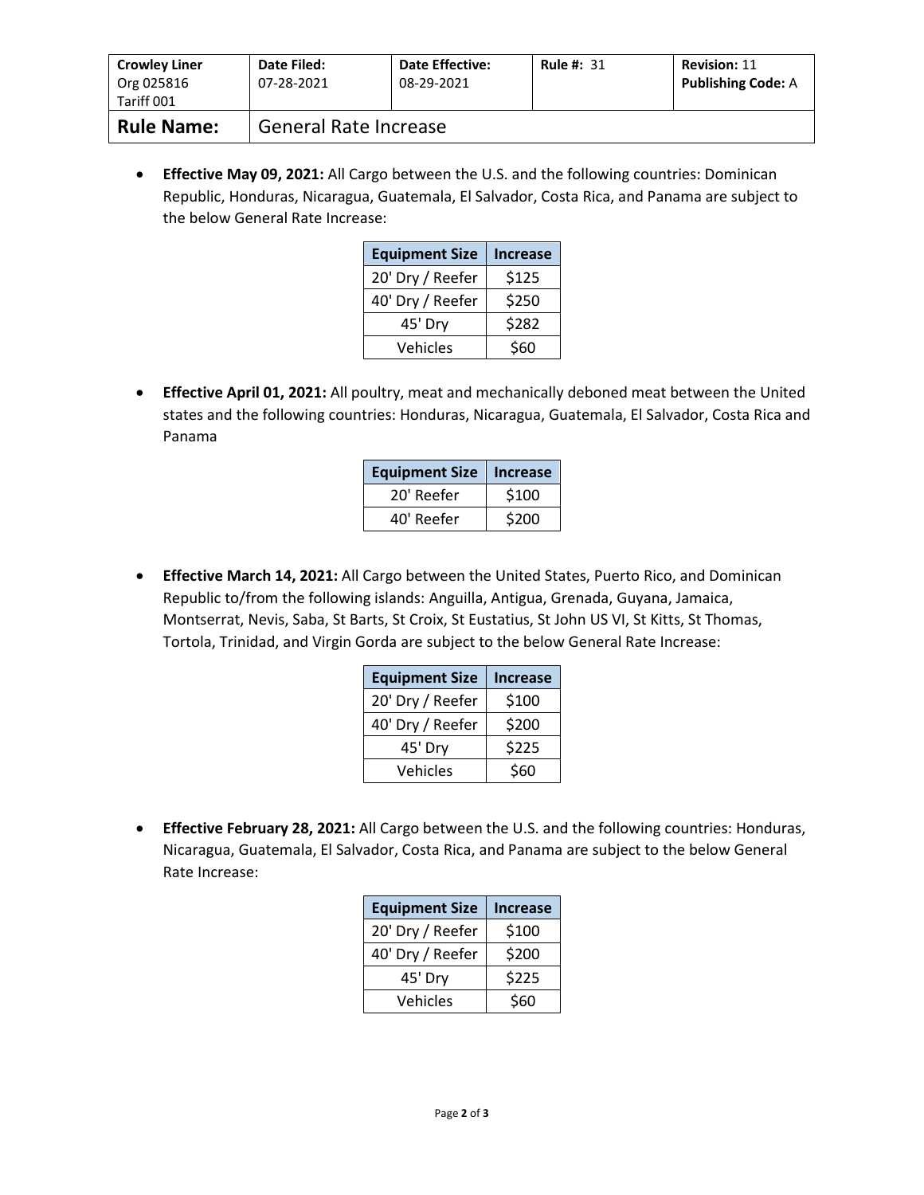| Crowley Liner Org 025816 Tariff 001 | Date Filed: 07-28-2021 | Date Effective: 08-29-2021 | Rule #: 31 | Revision: 11 Publishing Code: A |
|---|---|---|---|---|
| **Rule Name:** | General Rate Increase | | | |

- **Effective May 09, 2021:** All Cargo between the U.S. and the following countries: Dominican Republic, Honduras, Nicaragua, Guatemala, El Salvador, Costa Rica, and Panama are subject to the below General Rate Increase:

| Equipment Size | Increase |
|---|---|
| 20' Dry / Reefer | $125 |
| 40' Dry / Reefer | $250 |
| 45' Dry | $282 |
| Vehicles | $60 |

- **Effective April 01, 2021:** All poultry, meat and mechanically deboned meat between the United states and the following countries: Honduras, Nicaragua, Guatemala, El Salvador, Costa Rica and Panama

| Equipment Size | Increase |
|---|---|
| 20' Reefer | $100 |
| 40' Reefer | $200 |

- **Effective March 14, 2021:** All Cargo between the United States, Puerto Rico, and Dominican Republic to/from the following islands: Anguilla, Antigua, Grenada, Guyana, Jamaica, Montserrat, Nevis, Saba, St Barts, St Croix, St Eustatius, St John US VI, St Kitts, St Thomas, Tortola, Trinidad, and Virgin Gorda are subject to the below General Rate Increase:

| Equipment Size | Increase |
|---|---|
| 20' Dry / Reefer | $100 |
| 40' Dry / Reefer | $200 |
| 45' Dry | $225 |
| Vehicles | $60 |

- **Effective February 28, 2021:** All Cargo between the U.S. and the following countries: Honduras, Nicaragua, Guatemala, El Salvador, Costa Rica, and Panama are subject to the below General Rate Increase:

| Equipment Size | Increase |
|---|---|
| 20' Dry / Reefer | $100 |
| 40' Dry / Reefer | $200 |
| 45' Dry | $225 |
| Vehicles | $60 |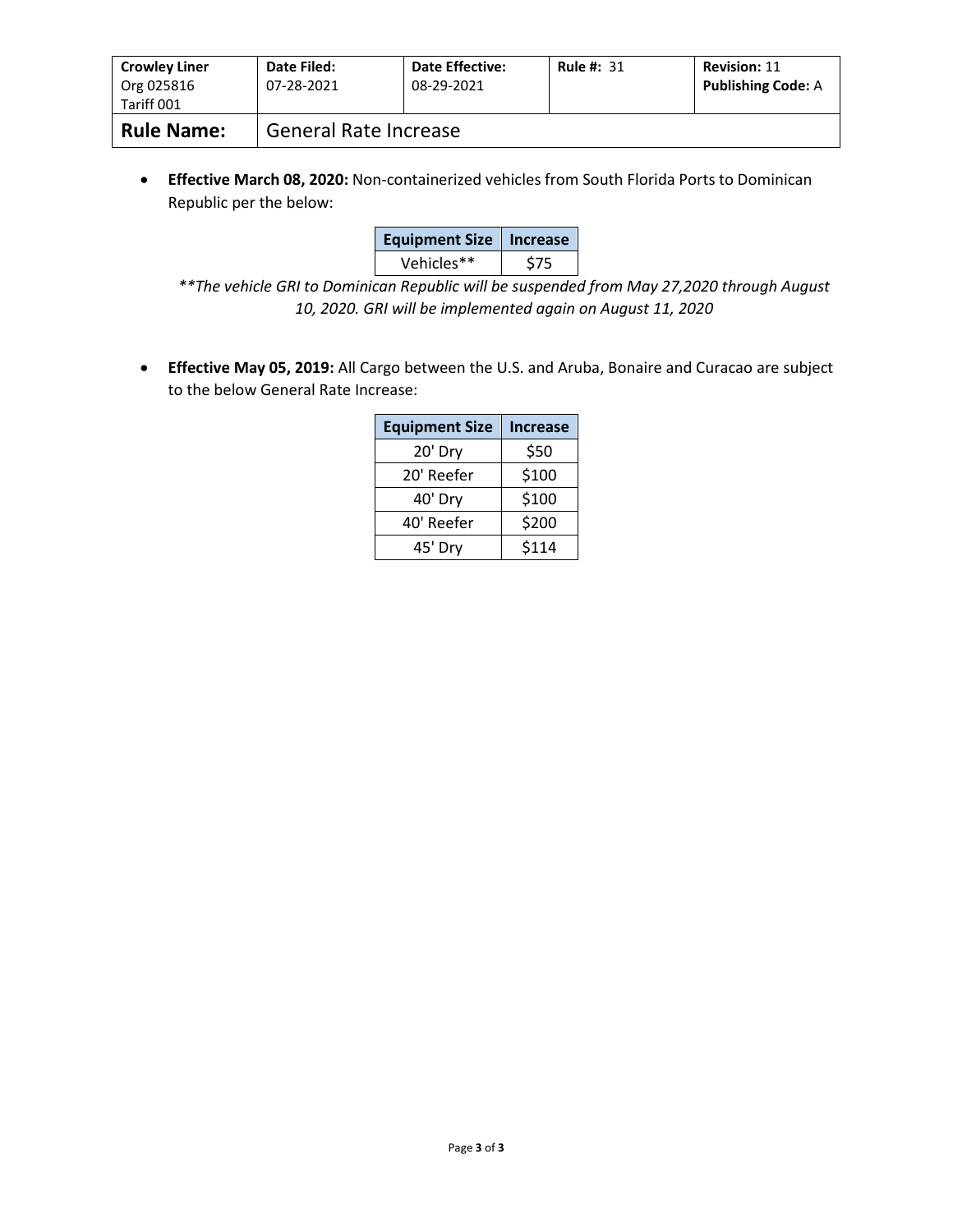| Crowley Liner Org 025816 Tariff 001 | Date Filed: 07-28-2021 | Date Effective: 08-29-2021 | Rule #: 31 | Revision: 11 Publishing Code: A |
|---|---|---|---|---|
| **Rule Name:** | General Rate Increase | | | |

- **Effective March 08, 2020:** Non-containerized vehicles from South Florida Ports to Dominican Republic per the below:

| Equipment Size | Increase |
|---|---|
| Vehicles** | $75 |

*\*\*The vehicle GRI to Dominican Republic will be suspended from May 27,2020 through August 10, 2020. GRI will be implemented again on August 11, 2020*

- **Effective May 05, 2019:** All Cargo between the U.S. and Aruba, Bonaire and Curacao are subject to the below General Rate Increase:

| Equipment Size | Increase |
|---|---|
| 20' Dry | $50 |
| 20' Reefer | $100 |
| 40' Dry | $100 |
| 40' Reefer | $200 |
| 45' Dry | $114 |